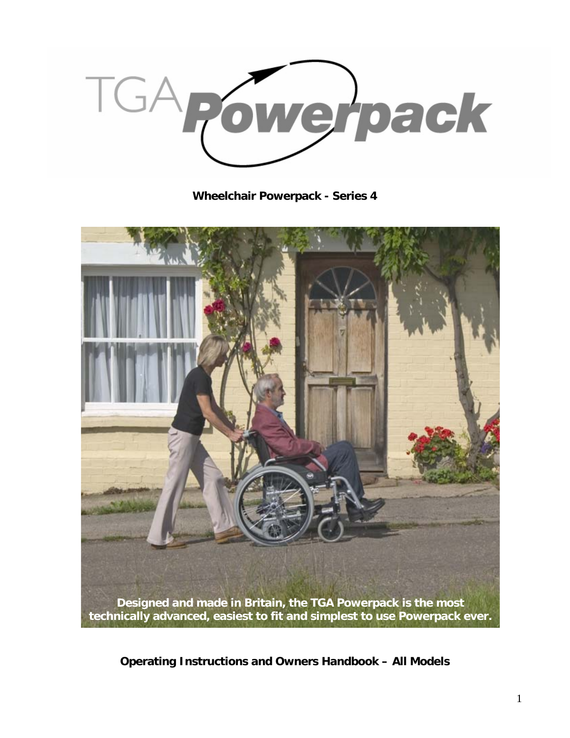# TGA Powerpack

**Wheelchair Powerpack - Series 4**

**Designed and made in Britain, the TGA Powerpack is the most technically advanced, easiest to fit and simplest to use Powerpack ever.**

**Operating Instructions and Owners Handbook – All Models**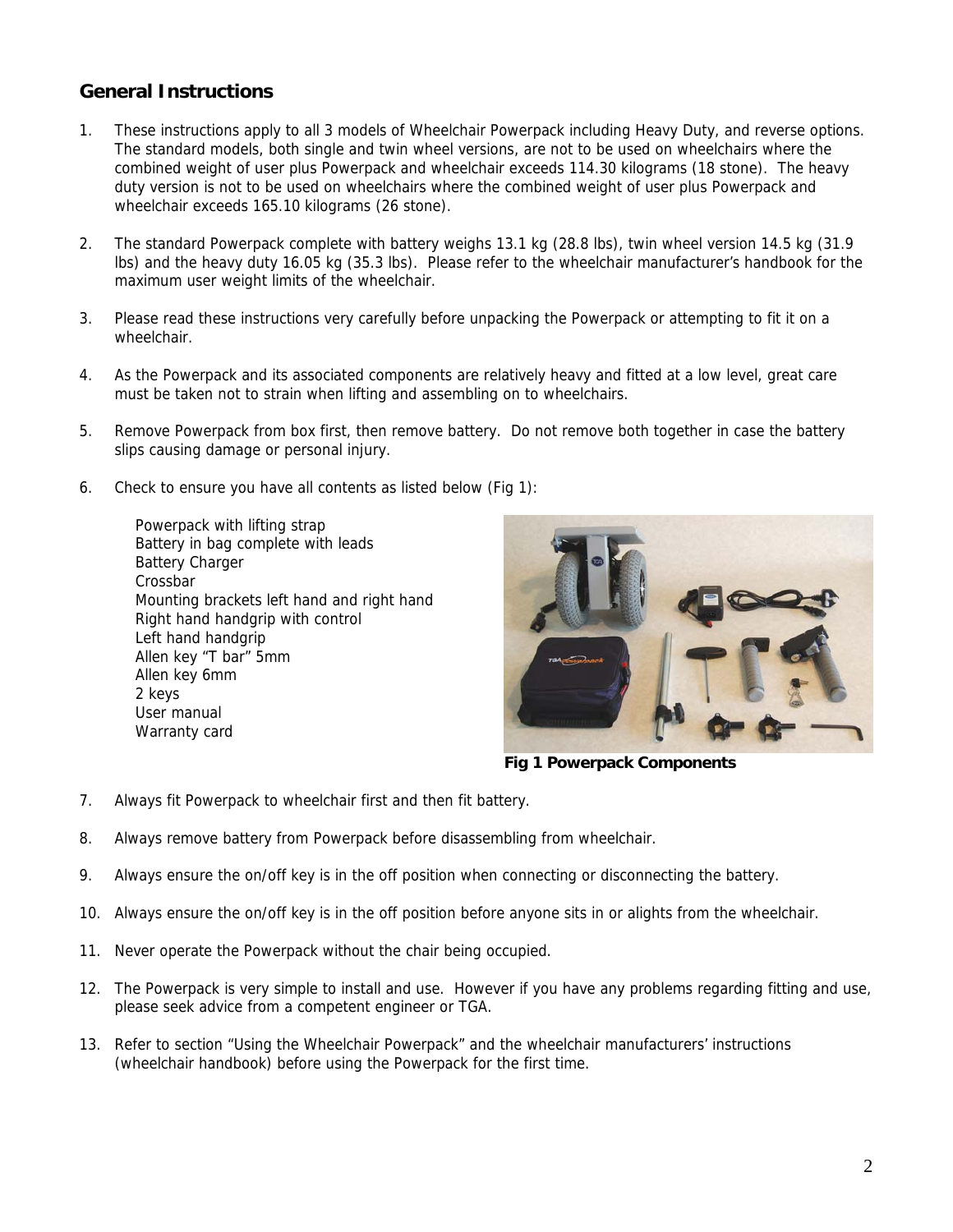## General Instructions

1. These instructions apply to all 3 models of Wheelchair Powerpack including Heavy Duty, and reverse options. The standard models, both single and twin wheel versions, are not to be used on wheelchairs where the combined weight of user plus Powerpack and wheelchair exceeds 114.30 kilograms (18 stone). The heavy duty version is not to be used on wheelchairs where the combined weight of user plus Powerpack and wheelchair exceeds 165.10 kilograms (26 stone).

2. The standard Powerpack complete with battery weighs 13.1 kg (28.8 lbs), twin wheel version 14.5 kg (31.9 lbs) and the heavy duty 16.05 kg (35.3 lbs). Please refer to the wheelchair manufacturer's handbook for the maximum user weight limits of the wheelchair.

3. Please read these instructions very carefully before unpacking the Powerpack or attempting to fit it on a wheelchair.

4. As the Powerpack and its associated components are relatively heavy and fitted at a low level, great care must be taken not to strain when lifting and assembling on to wheelchairs.

5. Remove Powerpack from box first, then remove battery. Do not remove both together in case the battery slips causing damage or personal injury.

6. Check to ensure you have all contents as listed below (Fig 1):

   Powerpack with lifting strap
   Battery in bag complete with leads
   Battery Charger
   Crossbar
   Mounting brackets left hand and right hand
   Right hand handgrip with control
   Left hand handgrip
   Allen key "T bar" 5mm
   Allen key 6mm
   2 keys
   User manual
   Warranty card

**Fig 1 Powerpack Components**

7. Always fit Powerpack to wheelchair first and then fit battery.

8. Always remove battery from Powerpack before disassembling from wheelchair.

9. Always ensure the on/off key is in the off position when connecting or disconnecting the battery.

10. Always ensure the on/off key is in the off position before anyone sits in or alights from the wheelchair.

11. Never operate the Powerpack without the chair being occupied.

12. The Powerpack is very simple to install and use. However if you have any problems regarding fitting and use, please seek advice from a competent engineer or TGA.

13. Refer to section "Using the Wheelchair Powerpack" and the wheelchair manufacturers' instructions (wheelchair handbook) before using the Powerpack for the first time.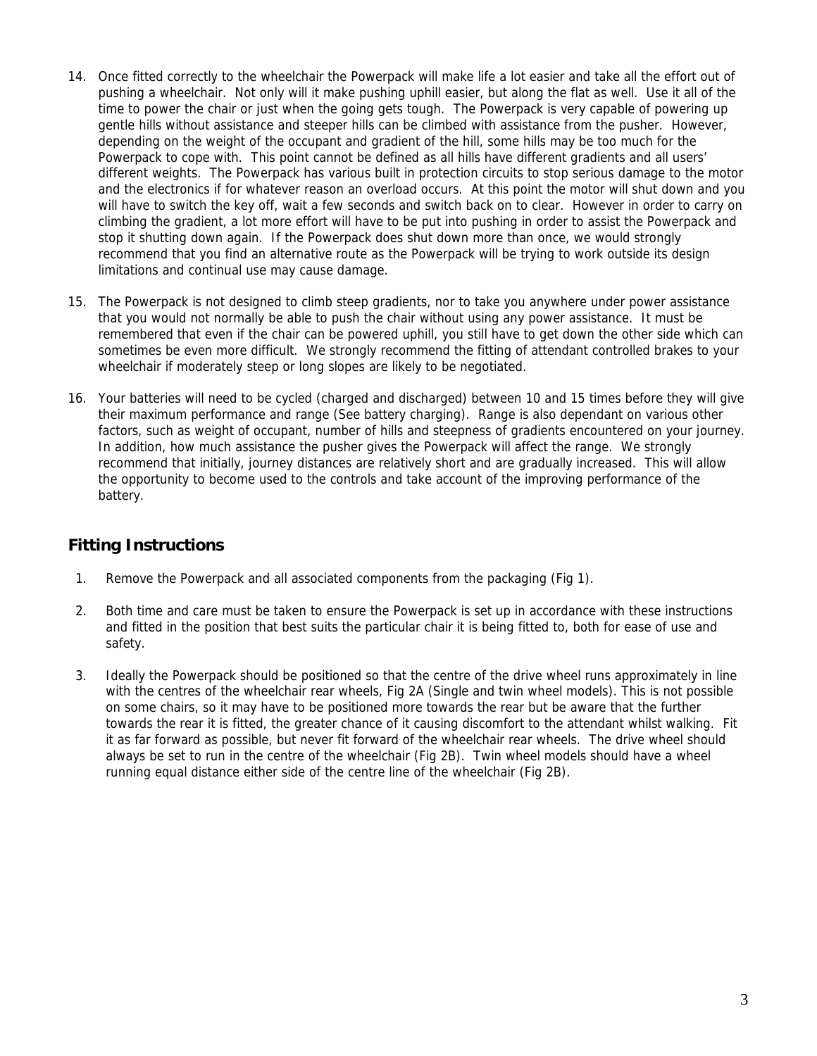14. Once fitted correctly to the wheelchair the Powerpack will make life a lot easier and take all the effort out of pushing a wheelchair. Not only will it make pushing uphill easier, but along the flat as well. Use it all of the time to power the chair or just when the going gets tough. The Powerpack is very capable of powering up gentle hills without assistance and steeper hills can be climbed with assistance from the pusher. However, depending on the weight of the occupant and gradient of the hill, some hills may be too much for the Powerpack to cope with. This point cannot be defined as all hills have different gradients and all users' different weights. The Powerpack has various built in protection circuits to stop serious damage to the motor and the electronics if for whatever reason an overload occurs. At this point the motor will shut down and you will have to switch the key off, wait a few seconds and switch back on to clear. However in order to carry on climbing the gradient, a lot more effort will have to be put into pushing in order to assist the Powerpack and stop it shutting down again. If the Powerpack does shut down more than once, we would strongly recommend that you find an alternative route as the Powerpack will be trying to work outside its design limitations and continual use may cause damage.

15. The Powerpack is not designed to climb steep gradients, nor to take you anywhere under power assistance that you would not normally be able to push the chair without using any power assistance. It must be remembered that even if the chair can be powered uphill, you still have to get down the other side which can sometimes be even more difficult. We strongly recommend the fitting of attendant controlled brakes to your wheelchair if moderately steep or long slopes are likely to be negotiated.

16. Your batteries will need to be cycled (charged and discharged) between 10 and 15 times before they will give their maximum performance and range (See battery charging). Range is also dependant on various other factors, such as weight of occupant, number of hills and steepness of gradients encountered on your journey. In addition, how much assistance the pusher gives the Powerpack will affect the range. We strongly recommend that initially, journey distances are relatively short and are gradually increased. This will allow the opportunity to become used to the controls and take account of the improving performance of the battery.

## Fitting Instructions

1. Remove the Powerpack and all associated components from the packaging (Fig 1).

2. Both time and care must be taken to ensure the Powerpack is set up in accordance with these instructions and fitted in the position that best suits the particular chair it is being fitted to, both for ease of use and safety.

3. Ideally the Powerpack should be positioned so that the centre of the drive wheel runs approximately in line with the centres of the wheelchair rear wheels, Fig 2A (Single and twin wheel models). This is not possible on some chairs, so it may have to be positioned more towards the rear but be aware that the further towards the rear it is fitted, the greater chance of it causing discomfort to the attendant whilst walking. Fit it as far forward as possible, but never fit forward of the wheelchair rear wheels. The drive wheel should always be set to run in the centre of the wheelchair (Fig 2B). Twin wheel models should have a wheel running equal distance either side of the centre line of the wheelchair (Fig 2B).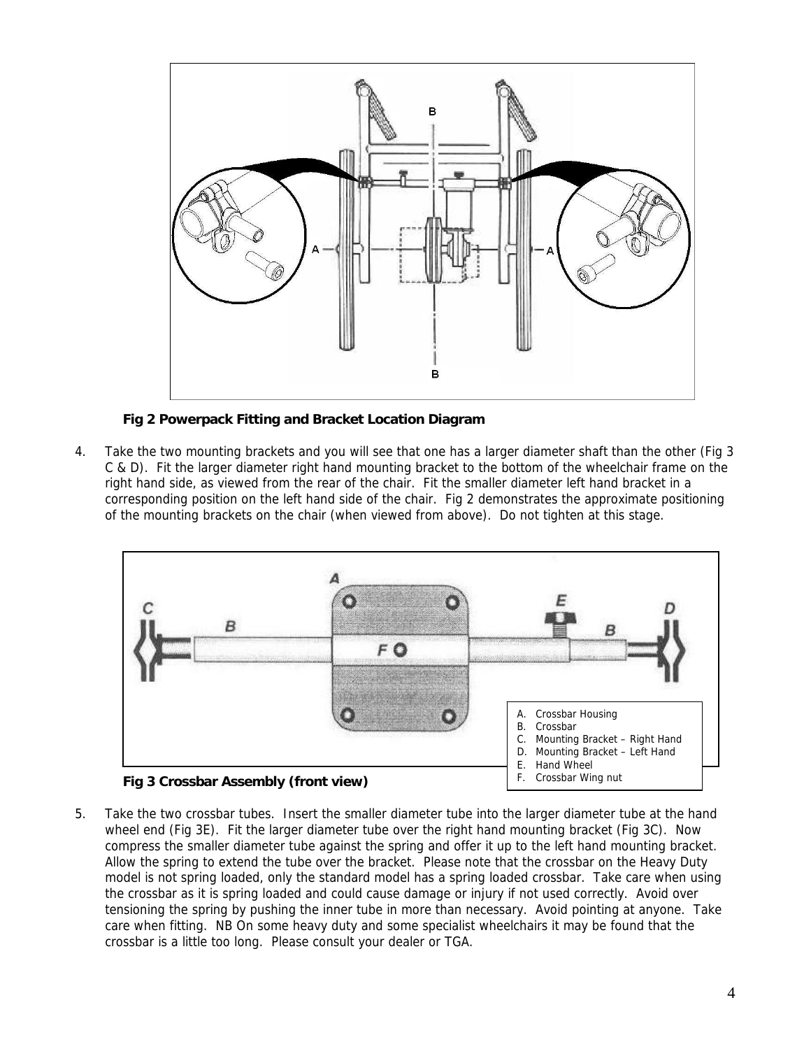**Fig 2 Powerpack Fitting and Bracket Location Diagram**

4. Take the two mounting brackets and you will see that one has a larger diameter shaft than the other (Fig 3 C & D). Fit the larger diameter right hand mounting bracket to the bottom of the wheelchair frame on the right hand side, as viewed from the rear of the chair. Fit the smaller diameter left hand bracket in a corresponding position on the left hand side of the chair. Fig 2 demonstrates the approximate positioning of the mounting brackets on the chair (when viewed from above). Do not tighten at this stage.

A. Crossbar Housing
B. Crossbar
C. Mounting Bracket – Right Hand
D. Mounting Bracket – Left Hand
E. Hand Wheel
F. Crossbar Wing nut

**Fig 3 Crossbar Assembly (front view)**

5. Take the two crossbar tubes. Insert the smaller diameter tube into the larger diameter tube at the hand wheel end (Fig 3E). Fit the larger diameter tube over the right hand mounting bracket (Fig 3C). Now compress the smaller diameter tube against the spring and offer it up to the left hand mounting bracket. Allow the spring to extend the tube over the bracket. Please note that the crossbar on the Heavy Duty model is not spring loaded, only the standard model has a spring loaded crossbar. Take care when using the crossbar as it is spring loaded and could cause damage or injury if not used correctly. Avoid over tensioning the spring by pushing the inner tube in more than necessary. Avoid pointing at anyone. Take care when fitting. NB On some heavy duty and some specialist wheelchairs it may be found that the crossbar is a little too long. Please consult your dealer or TGA.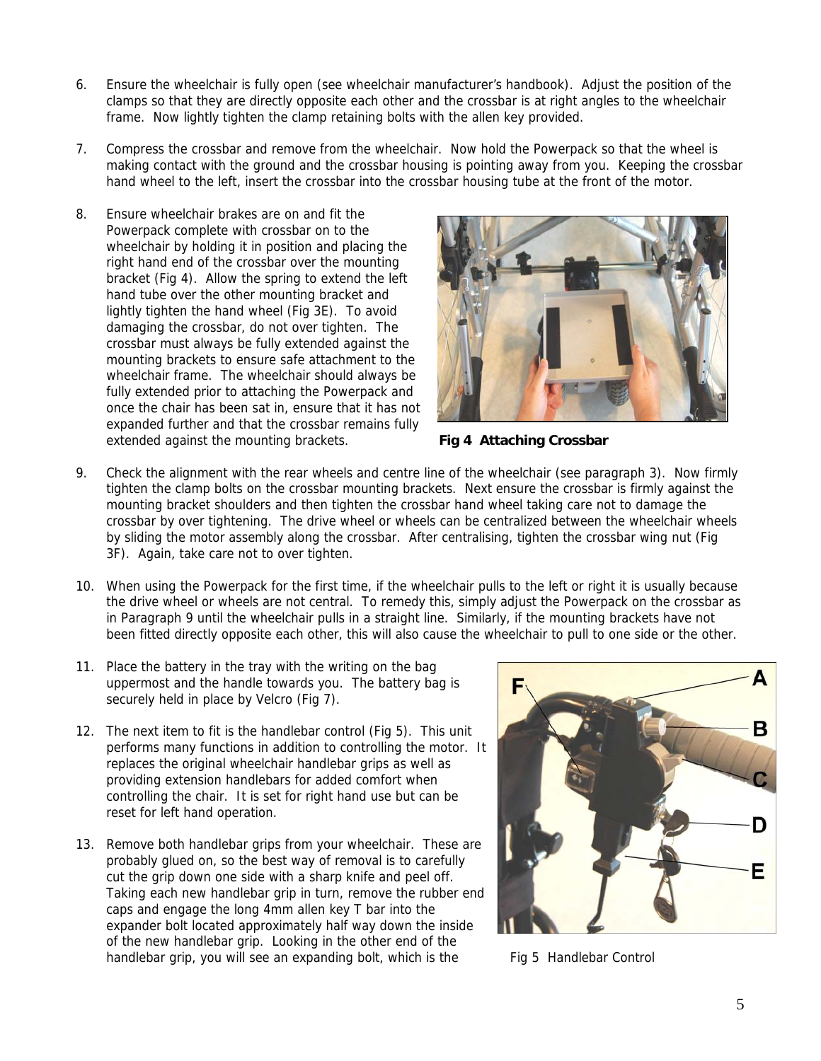6. Ensure the wheelchair is fully open (see wheelchair manufacturer's handbook). Adjust the position of the clamps so that they are directly opposite each other and the crossbar is at right angles to the wheelchair frame. Now lightly tighten the clamp retaining bolts with the allen key provided.

7. Compress the crossbar and remove from the wheelchair. Now hold the Powerpack so that the wheel is making contact with the ground and the crossbar housing is pointing away from you. Keeping the crossbar hand wheel to the left, insert the crossbar into the crossbar housing tube at the front of the motor.

8. Ensure wheelchair brakes are on and fit the Powerpack complete with crossbar on to the wheelchair by holding it in position and placing the right hand end of the crossbar over the mounting bracket (Fig 4). Allow the spring to extend the left hand tube over the other mounting bracket and lightly tighten the hand wheel (Fig 3E). To avoid damaging the crossbar, do not over tighten. The crossbar must always be fully extended against the mounting brackets to ensure safe attachment to the wheelchair frame. The wheelchair should always be fully extended prior to attaching the Powerpack and once the chair has been sat in, ensure that it has not expanded further and that the crossbar remains fully extended against the mounting brackets.

**Fig 4 Attaching Crossbar**

9. Check the alignment with the rear wheels and centre line of the wheelchair (see paragraph 3). Now firmly tighten the clamp bolts on the crossbar mounting brackets. Next ensure the crossbar is firmly against the mounting bracket shoulders and then tighten the crossbar hand wheel taking care not to damage the crossbar by over tightening. The drive wheel or wheels can be centralized between the wheelchair wheels by sliding the motor assembly along the crossbar. After centralising, tighten the crossbar wing nut (Fig 3F). Again, take care not to over tighten.

10. When using the Powerpack for the first time, if the wheelchair pulls to the left or right it is usually because the drive wheel or wheels are not central. To remedy this, simply adjust the Powerpack on the crossbar as in Paragraph 9 until the wheelchair pulls in a straight line. Similarly, if the mounting brackets have not been fitted directly opposite each other, this will also cause the wheelchair to pull to one side or the other.

11. Place the battery in the tray with the writing on the bag uppermost and the handle towards you. The battery bag is securely held in place by Velcro (Fig 7).

12. The next item to fit is the handlebar control (Fig 5). This unit performs many functions in addition to controlling the motor. It replaces the original wheelchair handlebar grips as well as providing extension handlebars for added comfort when controlling the chair. It is set for right hand use but can be reset for left hand operation.

13. Remove both handlebar grips from your wheelchair. These are probably glued on, so the best way of removal is to carefully cut the grip down one side with a sharp knife and peel off. Taking each new handlebar grip in turn, remove the rubber end caps and engage the long 4mm allen key T bar into the expander bolt located approximately half way down the inside of the new handlebar grip. Looking in the other end of the handlebar grip, you will see an expanding bolt, which is the

Fig 5 Handlebar Control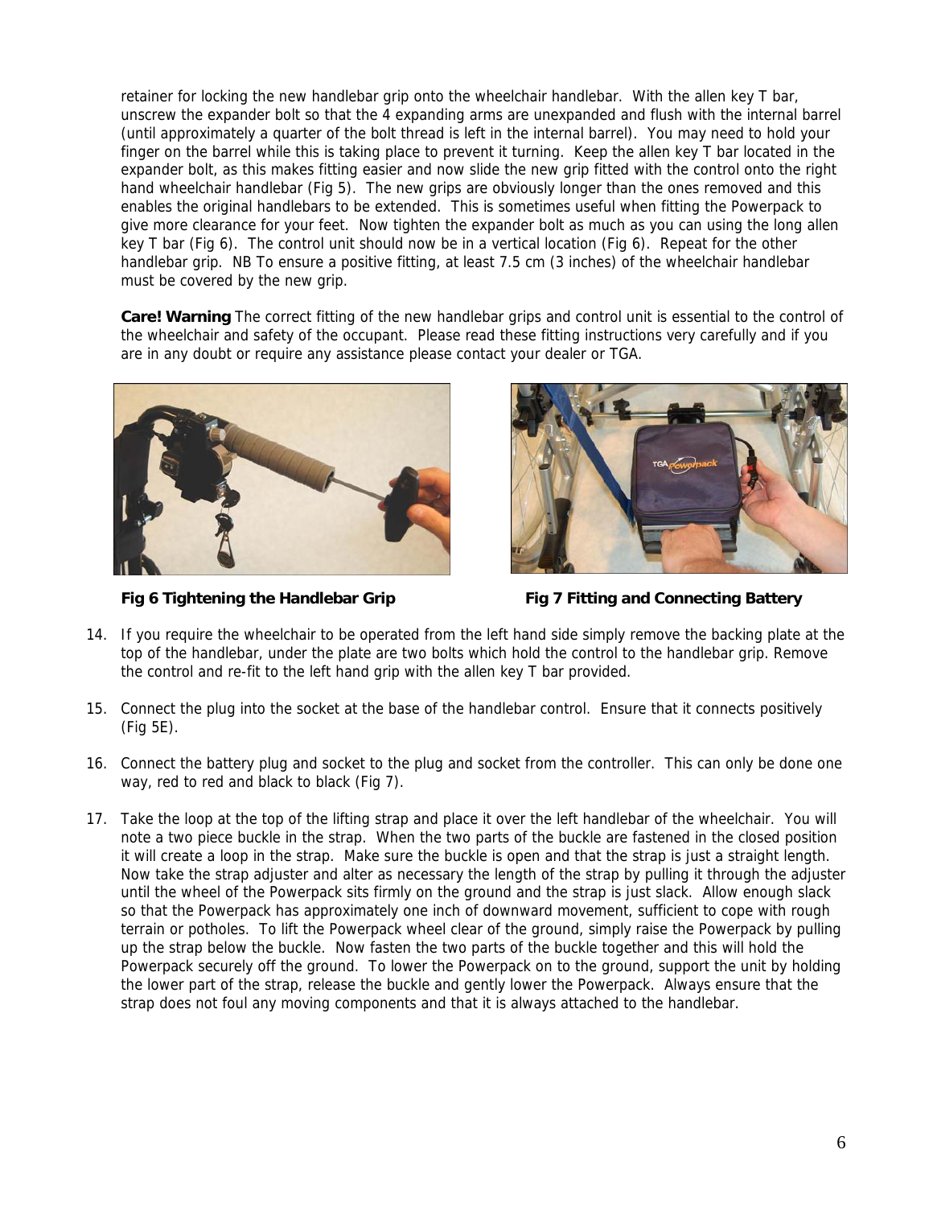retainer for locking the new handlebar grip onto the wheelchair handlebar. With the allen key T bar, unscrew the expander bolt so that the 4 expanding arms are unexpanded and flush with the internal barrel (until approximately a quarter of the bolt thread is left in the internal barrel). You may need to hold your finger on the barrel while this is taking place to prevent it turning. Keep the allen key T bar located in the expander bolt, as this makes fitting easier and now slide the new grip fitted with the control onto the right hand wheelchair handlebar (Fig 5). The new grips are obviously longer than the ones removed and this enables the original handlebars to be extended. This is sometimes useful when fitting the Powerpack to give more clearance for your feet. Now tighten the expander bolt as much as you can using the long allen key T bar (Fig 6). The control unit should now be in a vertical location (Fig 6). Repeat for the other handlebar grip. NB To ensure a positive fitting, at least 7.5 cm (3 inches) of the wheelchair handlebar must be covered by the new grip.

**Care! Warning** The correct fitting of the new handlebar grips and control unit is essential to the control of the wheelchair and safety of the occupant. Please read these fitting instructions very carefully and if you are in any doubt or require any assistance please contact your dealer or TGA.

**Fig 6 Tightening the Handlebar Grip**

**Fig 7 Fitting and Connecting Battery**

14. If you require the wheelchair to be operated from the left hand side simply remove the backing plate at the top of the handlebar, under the plate are two bolts which hold the control to the handlebar grip. Remove the control and re-fit to the left hand grip with the allen key T bar provided.

15. Connect the plug into the socket at the base of the handlebar control. Ensure that it connects positively (Fig 5E).

16. Connect the battery plug and socket to the plug and socket from the controller. This can only be done one way, red to red and black to black (Fig 7).

17. Take the loop at the top of the lifting strap and place it over the left handlebar of the wheelchair. You will note a two piece buckle in the strap. When the two parts of the buckle are fastened in the closed position it will create a loop in the strap. Make sure the buckle is open and that the strap is just a straight length. Now take the strap adjuster and alter as necessary the length of the strap by pulling it through the adjuster until the wheel of the Powerpack sits firmly on the ground and the strap is just slack. Allow enough slack so that the Powerpack has approximately one inch of downward movement, sufficient to cope with rough terrain or potholes. To lift the Powerpack wheel clear of the ground, simply raise the Powerpack by pulling up the strap below the buckle. Now fasten the two parts of the buckle together and this will hold the Powerpack securely off the ground. To lower the Powerpack on to the ground, support the unit by holding the lower part of the strap, release the buckle and gently lower the Powerpack. Always ensure that the strap does not foul any moving components and that it is always attached to the handlebar.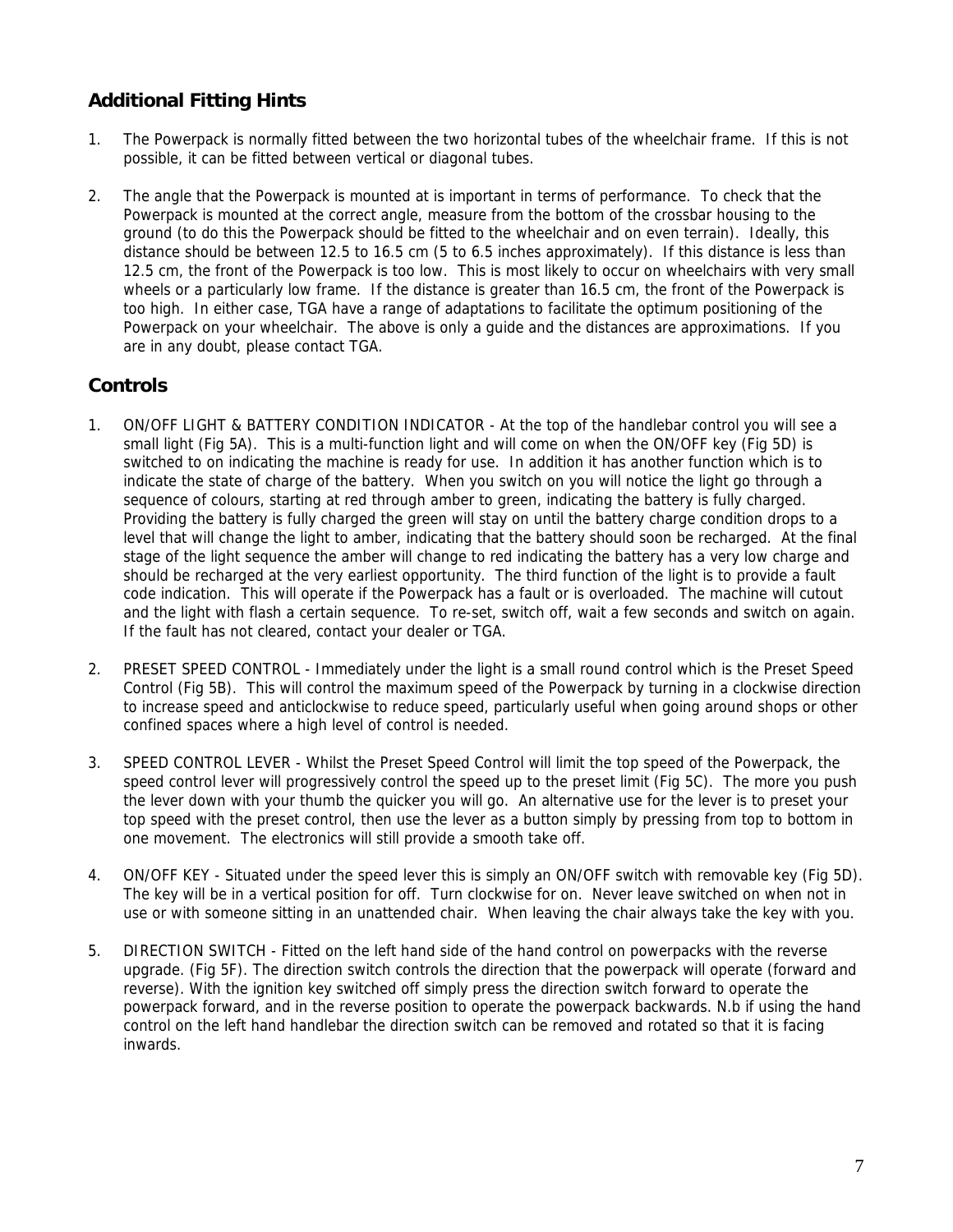## Additional Fitting Hints

1. The Powerpack is normally fitted between the two horizontal tubes of the wheelchair frame. If this is not possible, it can be fitted between vertical or diagonal tubes.

2. The angle that the Powerpack is mounted at is important in terms of performance. To check that the Powerpack is mounted at the correct angle, measure from the bottom of the crossbar housing to the ground (to do this the Powerpack should be fitted to the wheelchair and on even terrain). Ideally, this distance should be between 12.5 to 16.5 cm (5 to 6.5 inches approximately). If this distance is less than 12.5 cm, the front of the Powerpack is too low. This is most likely to occur on wheelchairs with very small wheels or a particularly low frame. If the distance is greater than 16.5 cm, the front of the Powerpack is too high. In either case, TGA have a range of adaptations to facilitate the optimum positioning of the Powerpack on your wheelchair. The above is only a guide and the distances are approximations. If you are in any doubt, please contact TGA.

## Controls

1. ON/OFF LIGHT & BATTERY CONDITION INDICATOR - At the top of the handlebar control you will see a small light (Fig 5A). This is a multi-function light and will come on when the ON/OFF key (Fig 5D) is switched to on indicating the machine is ready for use. In addition it has another function which is to indicate the state of charge of the battery. When you switch on you will notice the light go through a sequence of colours, starting at red through amber to green, indicating the battery is fully charged. Providing the battery is fully charged the green will stay on until the battery charge condition drops to a level that will change the light to amber, indicating that the battery should soon be recharged. At the final stage of the light sequence the amber will change to red indicating the battery has a very low charge and should be recharged at the very earliest opportunity. The third function of the light is to provide a fault code indication. This will operate if the Powerpack has a fault or is overloaded. The machine will cutout and the light with flash a certain sequence. To re-set, switch off, wait a few seconds and switch on again. If the fault has not cleared, contact your dealer or TGA.

2. PRESET SPEED CONTROL - Immediately under the light is a small round control which is the Preset Speed Control (Fig 5B). This will control the maximum speed of the Powerpack by turning in a clockwise direction to increase speed and anticlockwise to reduce speed, particularly useful when going around shops or other confined spaces where a high level of control is needed.

3. SPEED CONTROL LEVER - Whilst the Preset Speed Control will limit the top speed of the Powerpack, the speed control lever will progressively control the speed up to the preset limit (Fig 5C). The more you push the lever down with your thumb the quicker you will go. An alternative use for the lever is to preset your top speed with the preset control, then use the lever as a button simply by pressing from top to bottom in one movement. The electronics will still provide a smooth take off.

4. ON/OFF KEY - Situated under the speed lever this is simply an ON/OFF switch with removable key (Fig 5D). The key will be in a vertical position for off. Turn clockwise for on. Never leave switched on when not in use or with someone sitting in an unattended chair. When leaving the chair always take the key with you.

5. DIRECTION SWITCH - Fitted on the left hand side of the hand control on powerpacks with the reverse upgrade. (Fig 5F). The direction switch controls the direction that the powerpack will operate (forward and reverse). With the ignition key switched off simply press the direction switch forward to operate the powerpack forward, and in the reverse position to operate the powerpack backwards. N.b if using the hand control on the left hand handlebar the direction switch can be removed and rotated so that it is facing inwards.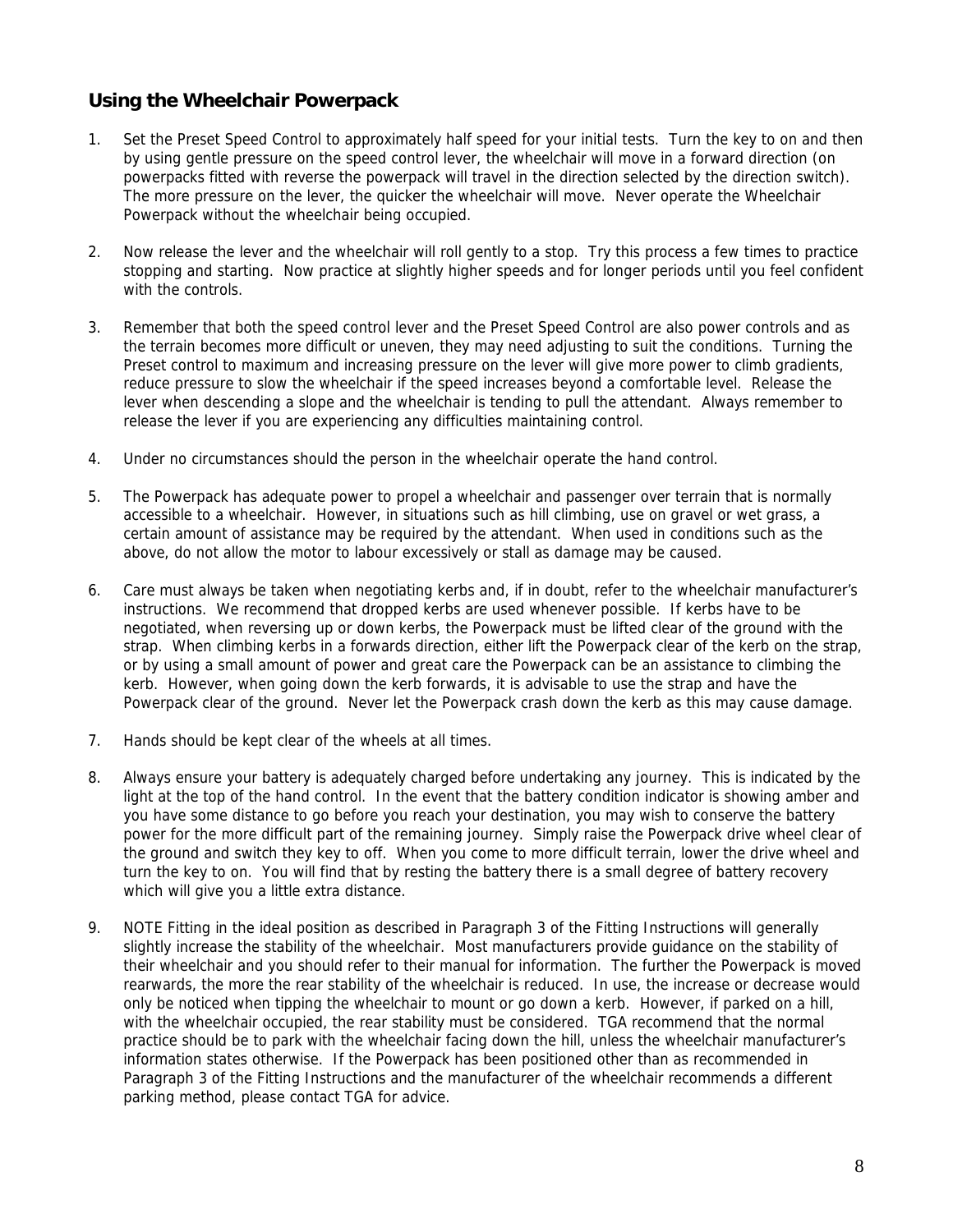## Using the Wheelchair Powerpack

1. Set the Preset Speed Control to approximately half speed for your initial tests. Turn the key to on and then by using gentle pressure on the speed control lever, the wheelchair will move in a forward direction (on powerpacks fitted with reverse the powerpack will travel in the direction selected by the direction switch). The more pressure on the lever, the quicker the wheelchair will move. Never operate the Wheelchair Powerpack without the wheelchair being occupied.

2. Now release the lever and the wheelchair will roll gently to a stop. Try this process a few times to practice stopping and starting. Now practice at slightly higher speeds and for longer periods until you feel confident with the controls.

3. Remember that both the speed control lever and the Preset Speed Control are also power controls and as the terrain becomes more difficult or uneven, they may need adjusting to suit the conditions. Turning the Preset control to maximum and increasing pressure on the lever will give more power to climb gradients, reduce pressure to slow the wheelchair if the speed increases beyond a comfortable level. Release the lever when descending a slope and the wheelchair is tending to pull the attendant. Always remember to release the lever if you are experiencing any difficulties maintaining control.

4. Under no circumstances should the person in the wheelchair operate the hand control.

5. The Powerpack has adequate power to propel a wheelchair and passenger over terrain that is normally accessible to a wheelchair. However, in situations such as hill climbing, use on gravel or wet grass, a certain amount of assistance may be required by the attendant. When used in conditions such as the above, do not allow the motor to labour excessively or stall as damage may be caused.

6. Care must always be taken when negotiating kerbs and, if in doubt, refer to the wheelchair manufacturer's instructions. We recommend that dropped kerbs are used whenever possible. If kerbs have to be negotiated, when reversing up or down kerbs, the Powerpack must be lifted clear of the ground with the strap. When climbing kerbs in a forwards direction, either lift the Powerpack clear of the kerb on the strap, or by using a small amount of power and great care the Powerpack can be an assistance to climbing the kerb. However, when going down the kerb forwards, it is advisable to use the strap and have the Powerpack clear of the ground. Never let the Powerpack crash down the kerb as this may cause damage.

7. Hands should be kept clear of the wheels at all times.

8. Always ensure your battery is adequately charged before undertaking any journey. This is indicated by the light at the top of the hand control. In the event that the battery condition indicator is showing amber and you have some distance to go before you reach your destination, you may wish to conserve the battery power for the more difficult part of the remaining journey. Simply raise the Powerpack drive wheel clear of the ground and switch they key to off. When you come to more difficult terrain, lower the drive wheel and turn the key to on. You will find that by resting the battery there is a small degree of battery recovery which will give you a little extra distance.

9. NOTE Fitting in the ideal position as described in Paragraph 3 of the Fitting Instructions will generally slightly increase the stability of the wheelchair. Most manufacturers provide guidance on the stability of their wheelchair and you should refer to their manual for information. The further the Powerpack is moved rearwards, the more the rear stability of the wheelchair is reduced. In use, the increase or decrease would only be noticed when tipping the wheelchair to mount or go down a kerb. However, if parked on a hill, with the wheelchair occupied, the rear stability must be considered. TGA recommend that the normal practice should be to park with the wheelchair facing down the hill, unless the wheelchair manufacturer's information states otherwise. If the Powerpack has been positioned other than as recommended in Paragraph 3 of the Fitting Instructions and the manufacturer of the wheelchair recommends a different parking method, please contact TGA for advice.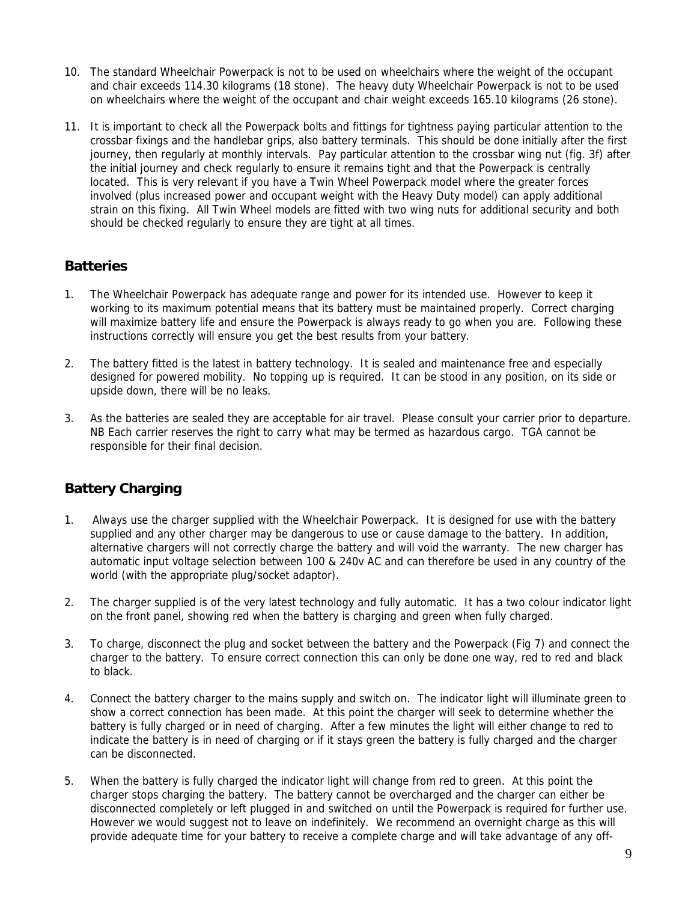10. The standard Wheelchair Powerpack is not to be used on wheelchairs where the weight of the occupant and chair exceeds 114.30 kilograms (18 stone). The heavy duty Wheelchair Powerpack is not to be used on wheelchairs where the weight of the occupant and chair weight exceeds 165.10 kilograms (26 stone).

11. It is important to check all the Powerpack bolts and fittings for tightness paying particular attention to the crossbar fixings and the handlebar grips, also battery terminals. This should be done initially after the first journey, then regularly at monthly intervals. Pay particular attention to the crossbar wing nut (fig. 3f) after the initial journey and check regularly to ensure it remains tight and that the Powerpack is centrally located. This is very relevant if you have a Twin Wheel Powerpack model where the greater forces involved (plus increased power and occupant weight with the Heavy Duty model) can apply additional strain on this fixing. All Twin Wheel models are fitted with two wing nuts for additional security and both should be checked regularly to ensure they are tight at all times.

## Batteries

1. The Wheelchair Powerpack has adequate range and power for its intended use. However to keep it working to its maximum potential means that its battery must be maintained properly. Correct charging will maximize battery life and ensure the Powerpack is always ready to go when you are. Following these instructions correctly will ensure you get the best results from your battery.

2. The battery fitted is the latest in battery technology. It is sealed and maintenance free and especially designed for powered mobility. No topping up is required. It can be stood in any position, on its side or upside down, there will be no leaks.

3. As the batteries are sealed they are acceptable for air travel. Please consult your carrier prior to departure. NB Each carrier reserves the right to carry what may be termed as hazardous cargo. TGA cannot be responsible for their final decision.

## Battery Charging

1. Always use the charger supplied with the Wheelchair Powerpack. It is designed for use with the battery supplied and any other charger may be dangerous to use or cause damage to the battery. In addition, alternative chargers will not correctly charge the battery and will void the warranty. The new charger has automatic input voltage selection between 100 & 240v AC and can therefore be used in any country of the world (with the appropriate plug/socket adaptor).

2. The charger supplied is of the very latest technology and fully automatic. It has a two colour indicator light on the front panel, showing red when the battery is charging and green when fully charged.

3. To charge, disconnect the plug and socket between the battery and the Powerpack (Fig 7) and connect the charger to the battery. To ensure correct connection this can only be done one way, red to red and black to black.

4. Connect the battery charger to the mains supply and switch on. The indicator light will illuminate green to show a correct connection has been made. At this point the charger will seek to determine whether the battery is fully charged or in need of charging. After a few minutes the light will either change to red to indicate the battery is in need of charging or if it stays green the battery is fully charged and the charger can be disconnected.

5. When the battery is fully charged the indicator light will change from red to green. At this point the charger stops charging the battery. The battery cannot be overcharged and the charger can either be disconnected completely or left plugged in and switched on until the Powerpack is required for further use. However we would suggest not to leave on indefinitely. We recommend an overnight charge as this will provide adequate time for your battery to receive a complete charge and will take advantage of any off-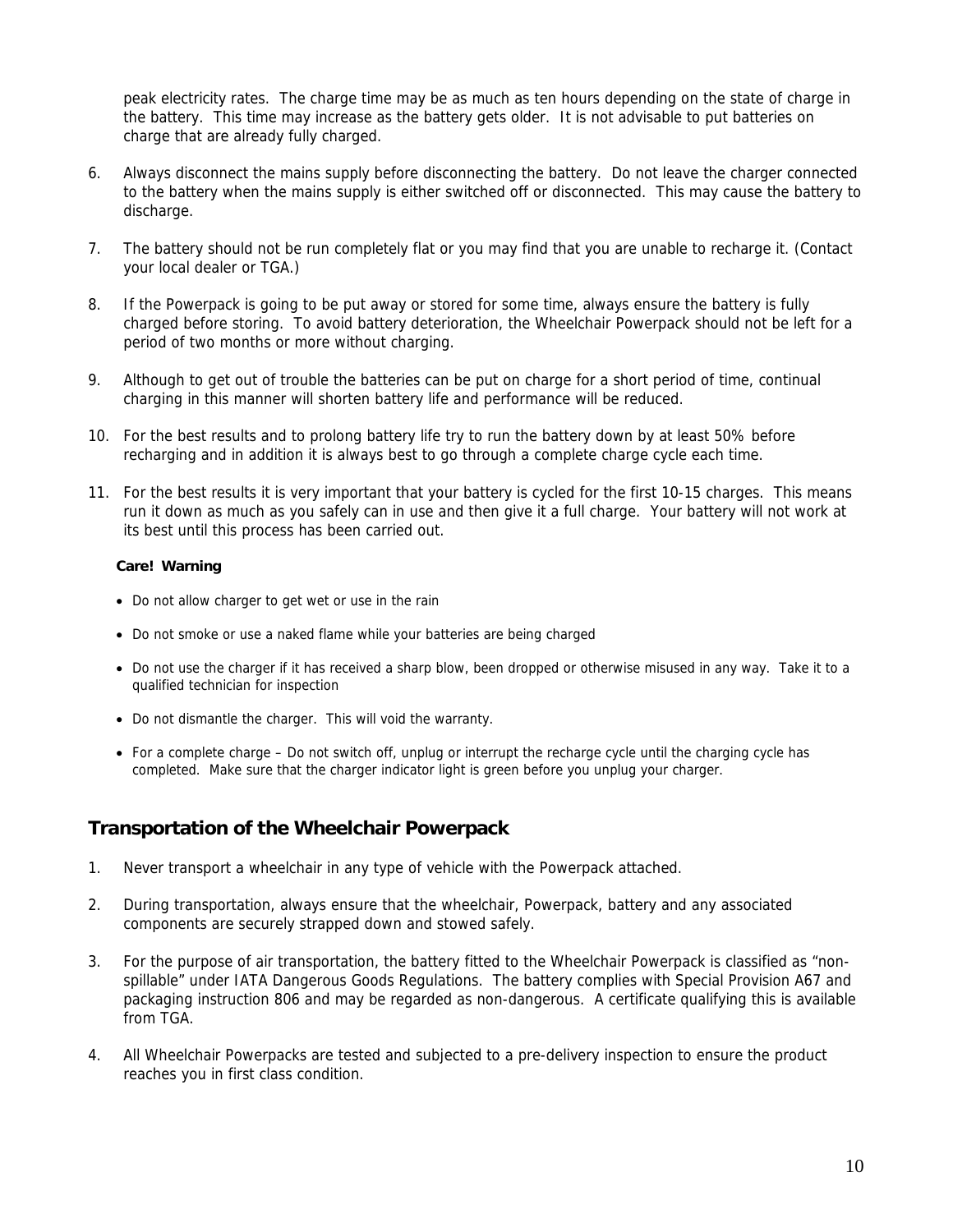peak electricity rates. The charge time may be as much as ten hours depending on the state of charge in the battery. This time may increase as the battery gets older. It is not advisable to put batteries on charge that are already fully charged.

6. Always disconnect the mains supply before disconnecting the battery. Do not leave the charger connected to the battery when the mains supply is either switched off or disconnected. This may cause the battery to discharge.

7. The battery should not be run completely flat or you may find that you are unable to recharge it. (Contact your local dealer or TGA.)

8. If the Powerpack is going to be put away or stored for some time, always ensure the battery is fully charged before storing. To avoid battery deterioration, the Wheelchair Powerpack should not be left for a period of two months or more without charging.

9. Although to get out of trouble the batteries can be put on charge for a short period of time, continual charging in this manner will shorten battery life and performance will be reduced.

10. For the best results and to prolong battery life try to run the battery down by at least 50% before recharging and in addition it is always best to go through a complete charge cycle each time.

11. For the best results it is very important that your battery is cycled for the first 10-15 charges. This means run it down as much as you safely can in use and then give it a full charge. Your battery will not work at its best until this process has been carried out.

**Care! Warning**

- Do not allow charger to get wet or use in the rain
- Do not smoke or use a naked flame while your batteries are being charged
- Do not use the charger if it has received a sharp blow, been dropped or otherwise misused in any way. Take it to a qualified technician for inspection
- Do not dismantle the charger. This will void the warranty.
- For a complete charge – Do not switch off, unplug or interrupt the recharge cycle until the charging cycle has completed. Make sure that the charger indicator light is green before you unplug your charger.

## Transportation of the Wheelchair Powerpack

1. Never transport a wheelchair in any type of vehicle with the Powerpack attached.

2. During transportation, always ensure that the wheelchair, Powerpack, battery and any associated components are securely strapped down and stowed safely.

3. For the purpose of air transportation, the battery fitted to the Wheelchair Powerpack is classified as "non-spillable" under IATA Dangerous Goods Regulations. The battery complies with Special Provision A67 and packaging instruction 806 and may be regarded as non-dangerous. A certificate qualifying this is available from TGA.

4. All Wheelchair Powerpacks are tested and subjected to a pre-delivery inspection to ensure the product reaches you in first class condition.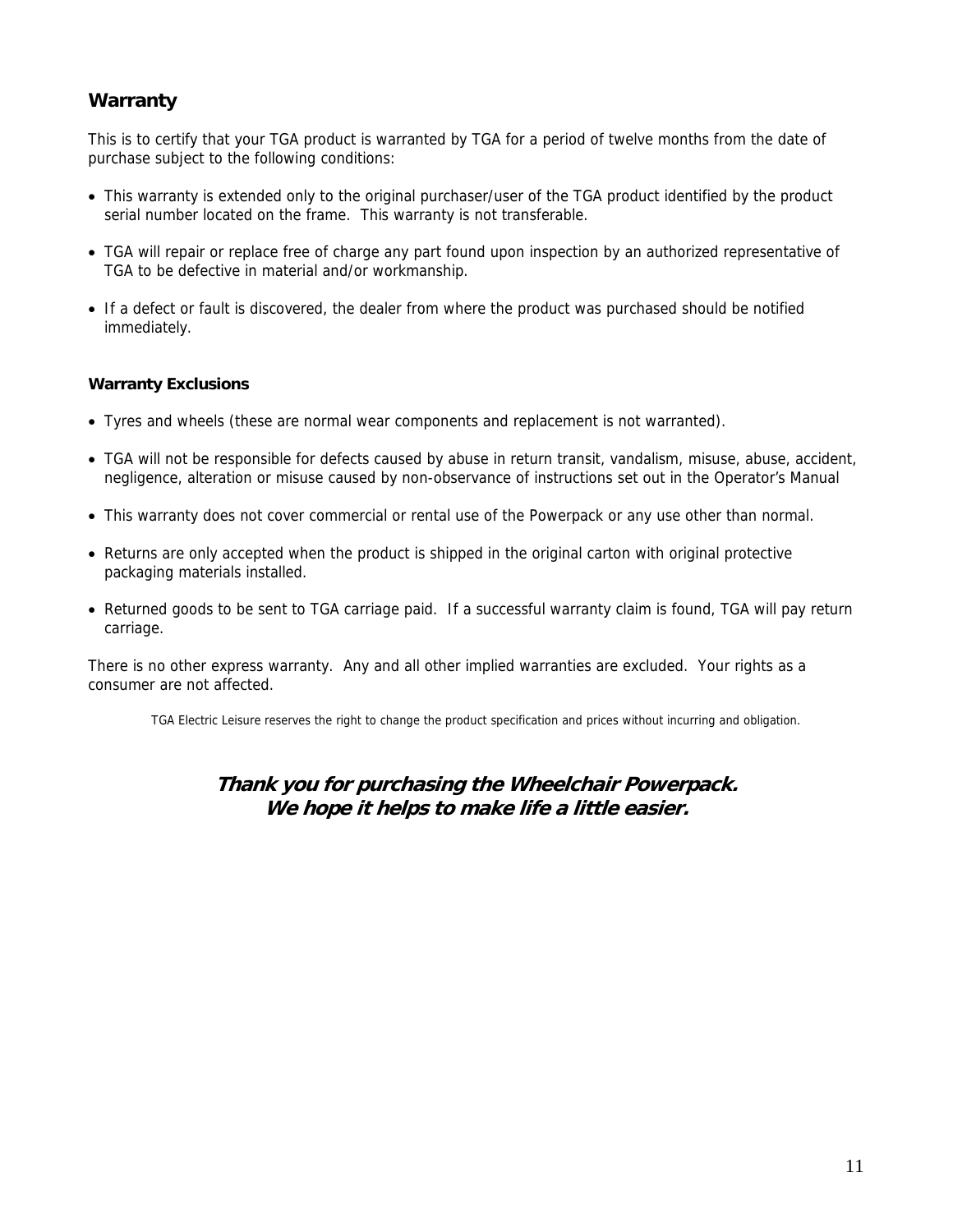## Warranty

This is to certify that your TGA product is warranted by TGA for a period of twelve months from the date of purchase subject to the following conditions:

- This warranty is extended only to the original purchaser/user of the TGA product identified by the product serial number located on the frame. This warranty is not transferable.
- TGA will repair or replace free of charge any part found upon inspection by an authorized representative of TGA to be defective in material and/or workmanship.
- If a defect or fault is discovered, the dealer from where the product was purchased should be notified immediately.

### Warranty Exclusions

- Tyres and wheels (these are normal wear components and replacement is not warranted).
- TGA will not be responsible for defects caused by abuse in return transit, vandalism, misuse, abuse, accident, negligence, alteration or misuse caused by non-observance of instructions set out in the Operator's Manual
- This warranty does not cover commercial or rental use of the Powerpack or any use other than normal.
- Returns are only accepted when the product is shipped in the original carton with original protective packaging materials installed.
- Returned goods to be sent to TGA carriage paid. If a successful warranty claim is found, TGA will pay return carriage.

There is no other express warranty. Any and all other implied warranties are excluded. Your rights as a consumer are not affected.

TGA Electric Leisure reserves the right to change the product specification and prices without incurring and obligation.

***Thank you for purchasing the Wheelchair Powerpack.***
***We hope it helps to make life a little easier.***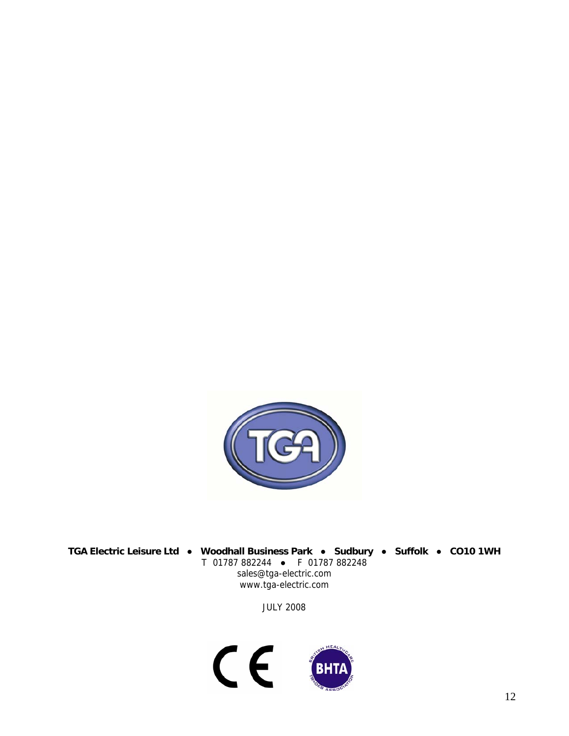**TGA Electric Leisure Ltd ● Woodhall Business Park ● Sudbury ● Suffolk ● CO10 1WH**

T 01787 882244 ● F 01787 882248

sales@tga-electric.com

www.tga-electric.com

JULY 2008